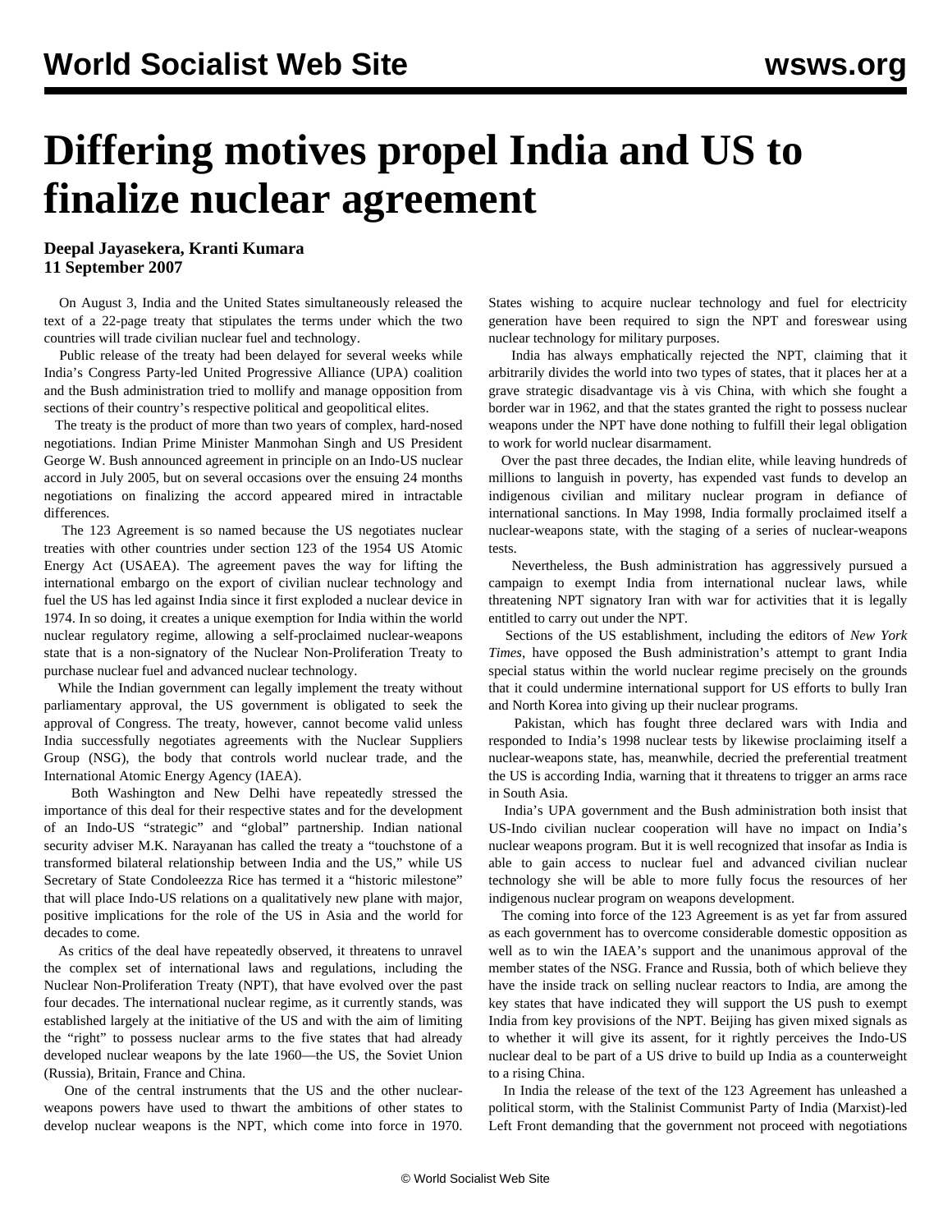# Differing motives propel India and US to finalize nuclear agreement

**Deepal Jayasekera, Kranti Kumara**
**11 September 2007**

On August 3, India and the United States simultaneously released the text of a 22-page treaty that stipulates the terms under which the two countries will trade civilian nuclear fuel and technology.

Public release of the treaty had been delayed for several weeks while India's Congress Party-led United Progressive Alliance (UPA) coalition and the Bush administration tried to mollify and manage opposition from sections of their country's respective political and geopolitical elites.

The treaty is the product of more than two years of complex, hard-nosed negotiations. Indian Prime Minister Manmohan Singh and US President George W. Bush announced agreement in principle on an Indo-US nuclear accord in July 2005, but on several occasions over the ensuing 24 months negotiations on finalizing the accord appeared mired in intractable differences.

The 123 Agreement is so named because the US negotiates nuclear treaties with other countries under section 123 of the 1954 US Atomic Energy Act (USAEA). The agreement paves the way for lifting the international embargo on the export of civilian nuclear technology and fuel the US has led against India since it first exploded a nuclear device in 1974. In so doing, it creates a unique exemption for India within the world nuclear regulatory regime, allowing a self-proclaimed nuclear-weapons state that is a non-signatory of the Nuclear Non-Proliferation Treaty to purchase nuclear fuel and advanced nuclear technology.

While the Indian government can legally implement the treaty without parliamentary approval, the US government is obligated to seek the approval of Congress. The treaty, however, cannot become valid unless India successfully negotiates agreements with the Nuclear Suppliers Group (NSG), the body that controls world nuclear trade, and the International Atomic Energy Agency (IAEA).

Both Washington and New Delhi have repeatedly stressed the importance of this deal for their respective states and for the development of an Indo-US "strategic" and "global" partnership. Indian national security adviser M.K. Narayanan has called the treaty a "touchstone of a transformed bilateral relationship between India and the US," while US Secretary of State Condoleezza Rice has termed it a "historic milestone" that will place Indo-US relations on a qualitatively new plane with major, positive implications for the role of the US in Asia and the world for decades to come.

As critics of the deal have repeatedly observed, it threatens to unravel the complex set of international laws and regulations, including the Nuclear Non-Proliferation Treaty (NPT), that have evolved over the past four decades. The international nuclear regime, as it currently stands, was established largely at the initiative of the US and with the aim of limiting the "right" to possess nuclear arms to the five states that had already developed nuclear weapons by the late 1960—the US, the Soviet Union (Russia), Britain, France and China.

One of the central instruments that the US and the other nuclear-weapons powers have used to thwart the ambitions of other states to develop nuclear weapons is the NPT, which come into force in 1970. States wishing to acquire nuclear technology and fuel for electricity generation have been required to sign the NPT and foreswear using nuclear technology for military purposes.

India has always emphatically rejected the NPT, claiming that it arbitrarily divides the world into two types of states, that it places her at a grave strategic disadvantage vis à vis China, with which she fought a border war in 1962, and that the states granted the right to possess nuclear weapons under the NPT have done nothing to fulfill their legal obligation to work for world nuclear disarmament.

Over the past three decades, the Indian elite, while leaving hundreds of millions to languish in poverty, has expended vast funds to develop an indigenous civilian and military nuclear program in defiance of international sanctions. In May 1998, India formally proclaimed itself a nuclear-weapons state, with the staging of a series of nuclear-weapons tests.

Nevertheless, the Bush administration has aggressively pursued a campaign to exempt India from international nuclear laws, while threatening NPT signatory Iran with war for activities that it is legally entitled to carry out under the NPT.

Sections of the US establishment, including the editors of *New York Times*, have opposed the Bush administration's attempt to grant India special status within the world nuclear regime precisely on the grounds that it could undermine international support for US efforts to bully Iran and North Korea into giving up their nuclear programs.

Pakistan, which has fought three declared wars with India and responded to India's 1998 nuclear tests by likewise proclaiming itself a nuclear-weapons state, has, meanwhile, decried the preferential treatment the US is according India, warning that it threatens to trigger an arms race in South Asia.

India's UPA government and the Bush administration both insist that US-Indo civilian nuclear cooperation will have no impact on India's nuclear weapons program. But it is well recognized that insofar as India is able to gain access to nuclear fuel and advanced civilian nuclear technology she will be able to more fully focus the resources of her indigenous nuclear program on weapons development.

The coming into force of the 123 Agreement is as yet far from assured as each government has to overcome considerable domestic opposition as well as to win the IAEA's support and the unanimous approval of the member states of the NSG. France and Russia, both of which believe they have the inside track on selling nuclear reactors to India, are among the key states that have indicated they will support the US push to exempt India from key provisions of the NPT. Beijing has given mixed signals as to whether it will give its assent, for it rightly perceives the Indo-US nuclear deal to be part of a US drive to build up India as a counterweight to a rising China.

In India the release of the text of the 123 Agreement has unleashed a political storm, with the Stalinist Communist Party of India (Marxist)-led Left Front demanding that the government not proceed with negotiations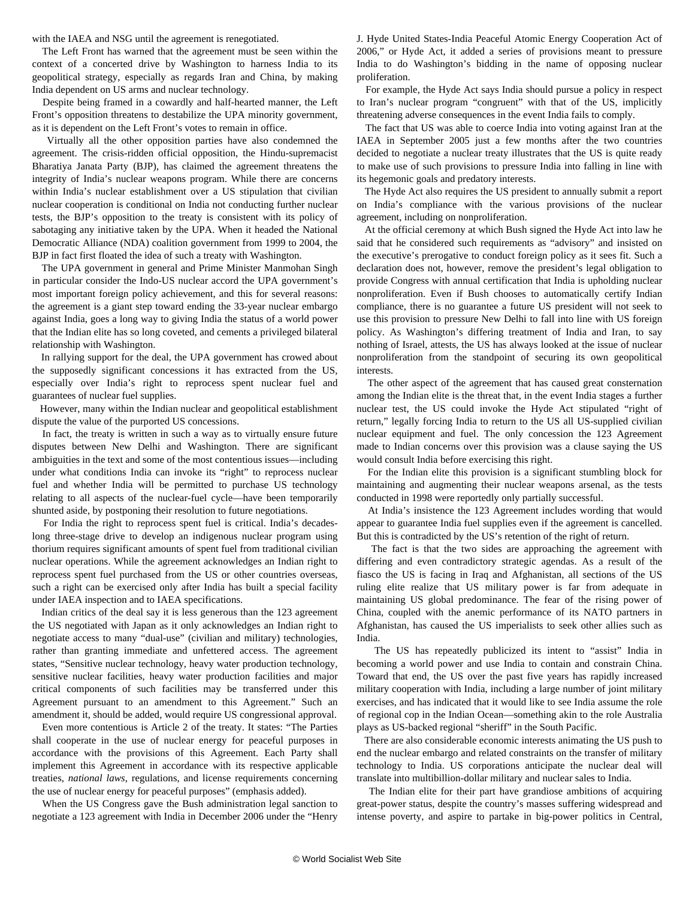with the IAEA and NSG until the agreement is renegotiated.

The Left Front has warned that the agreement must be seen within the context of a concerted drive by Washington to harness India to its geopolitical strategy, especially as regards Iran and China, by making India dependent on US arms and nuclear technology.

Despite being framed in a cowardly and half-hearted manner, the Left Front's opposition threatens to destabilize the UPA minority government, as it is dependent on the Left Front's votes to remain in office.

Virtually all the other opposition parties have also condemned the agreement. The crisis-ridden official opposition, the Hindu-supremacist Bharatiya Janata Party (BJP), has claimed the agreement threatens the integrity of India's nuclear weapons program. While there are concerns within India's nuclear establishment over a US stipulation that civilian nuclear cooperation is conditional on India not conducting further nuclear tests, the BJP's opposition to the treaty is consistent with its policy of sabotaging any initiative taken by the UPA. When it headed the National Democratic Alliance (NDA) coalition government from 1999 to 2004, the BJP in fact first floated the idea of such a treaty with Washington.

The UPA government in general and Prime Minister Manmohan Singh in particular consider the Indo-US nuclear accord the UPA government's most important foreign policy achievement, and this for several reasons: the agreement is a giant step toward ending the 33-year nuclear embargo against India, goes a long way to giving India the status of a world power that the Indian elite has so long coveted, and cements a privileged bilateral relationship with Washington.

In rallying support for the deal, the UPA government has crowed about the supposedly significant concessions it has extracted from the US, especially over India's right to reprocess spent nuclear fuel and guarantees of nuclear fuel supplies.

However, many within the Indian nuclear and geopolitical establishment dispute the value of the purported US concessions.

In fact, the treaty is written in such a way as to virtually ensure future disputes between New Delhi and Washington. There are significant ambiguities in the text and some of the most contentious issues—including under what conditions India can invoke its "right" to reprocess nuclear fuel and whether India will be permitted to purchase US technology relating to all aspects of the nuclear-fuel cycle—have been temporarily shunted aside, by postponing their resolution to future negotiations.

For India the right to reprocess spent fuel is critical. India's decades-long three-stage drive to develop an indigenous nuclear program using thorium requires significant amounts of spent fuel from traditional civilian nuclear operations. While the agreement acknowledges an Indian right to reprocess spent fuel purchased from the US or other countries overseas, such a right can be exercised only after India has built a special facility under IAEA inspection and to IAEA specifications.

Indian critics of the deal say it is less generous than the 123 agreement the US negotiated with Japan as it only acknowledges an Indian right to negotiate access to many "dual-use" (civilian and military) technologies, rather than granting immediate and unfettered access. The agreement states, "Sensitive nuclear technology, heavy water production technology, sensitive nuclear facilities, heavy water production facilities and major critical components of such facilities may be transferred under this Agreement pursuant to an amendment to this Agreement." Such an amendment it, should be added, would require US congressional approval.

Even more contentious is Article 2 of the treaty. It states: "The Parties shall cooperate in the use of nuclear energy for peaceful purposes in accordance with the provisions of this Agreement. Each Party shall implement this Agreement in accordance with its respective applicable treaties, *national laws*, regulations, and license requirements concerning the use of nuclear energy for peaceful purposes" (emphasis added).

When the US Congress gave the Bush administration legal sanction to negotiate a 123 agreement with India in December 2006 under the "Henry J. Hyde United States-India Peaceful Atomic Energy Cooperation Act of 2006," or Hyde Act, it added a series of provisions meant to pressure India to do Washington's bidding in the name of opposing nuclear proliferation.

For example, the Hyde Act says India should pursue a policy in respect to Iran's nuclear program "congruent" with that of the US, implicitly threatening adverse consequences in the event India fails to comply.

The fact that US was able to coerce India into voting against Iran at the IAEA in September 2005 just a few months after the two countries decided to negotiate a nuclear treaty illustrates that the US is quite ready to make use of such provisions to pressure India into falling in line with its hegemonic goals and predatory interests.

The Hyde Act also requires the US president to annually submit a report on India's compliance with the various provisions of the nuclear agreement, including on nonproliferation.

At the official ceremony at which Bush signed the Hyde Act into law he said that he considered such requirements as "advisory" and insisted on the executive's prerogative to conduct foreign policy as it sees fit. Such a declaration does not, however, remove the president's legal obligation to provide Congress with annual certification that India is upholding nuclear nonproliferation. Even if Bush chooses to automatically certify Indian compliance, there is no guarantee a future US president will not seek to use this provision to pressure New Delhi to fall into line with US foreign policy. As Washington's differing treatment of India and Iran, to say nothing of Israel, attests, the US has always looked at the issue of nuclear nonproliferation from the standpoint of securing its own geopolitical interests.

The other aspect of the agreement that has caused great consternation among the Indian elite is the threat that, in the event India stages a further nuclear test, the US could invoke the Hyde Act stipulated "right of return," legally forcing India to return to the US all US-supplied civilian nuclear equipment and fuel. The only concession the 123 Agreement made to Indian concerns over this provision was a clause saying the US would consult India before exercising this right.

For the Indian elite this provision is a significant stumbling block for maintaining and augmenting their nuclear weapons arsenal, as the tests conducted in 1998 were reportedly only partially successful.

At India's insistence the 123 Agreement includes wording that would appear to guarantee India fuel supplies even if the agreement is cancelled. But this is contradicted by the US's retention of the right of return.

The fact is that the two sides are approaching the agreement with differing and even contradictory strategic agendas. As a result of the fiasco the US is facing in Iraq and Afghanistan, all sections of the US ruling elite realize that US military power is far from adequate in maintaining US global predominance. The fear of the rising power of China, coupled with the anemic performance of its NATO partners in Afghanistan, has caused the US imperialists to seek other allies such as India.

The US has repeatedly publicized its intent to "assist" India in becoming a world power and use India to contain and constrain China. Toward that end, the US over the past five years has rapidly increased military cooperation with India, including a large number of joint military exercises, and has indicated that it would like to see India assume the role of regional cop in the Indian Ocean—something akin to the role Australia plays as US-backed regional "sheriff" in the South Pacific.

There are also considerable economic interests animating the US push to end the nuclear embargo and related constraints on the transfer of military technology to India. US corporations anticipate the nuclear deal will translate into multibillion-dollar military and nuclear sales to India.

The Indian elite for their part have grandiose ambitions of acquiring great-power status, despite the country's masses suffering widespread and intense poverty, and aspire to partake in big-power politics in Central,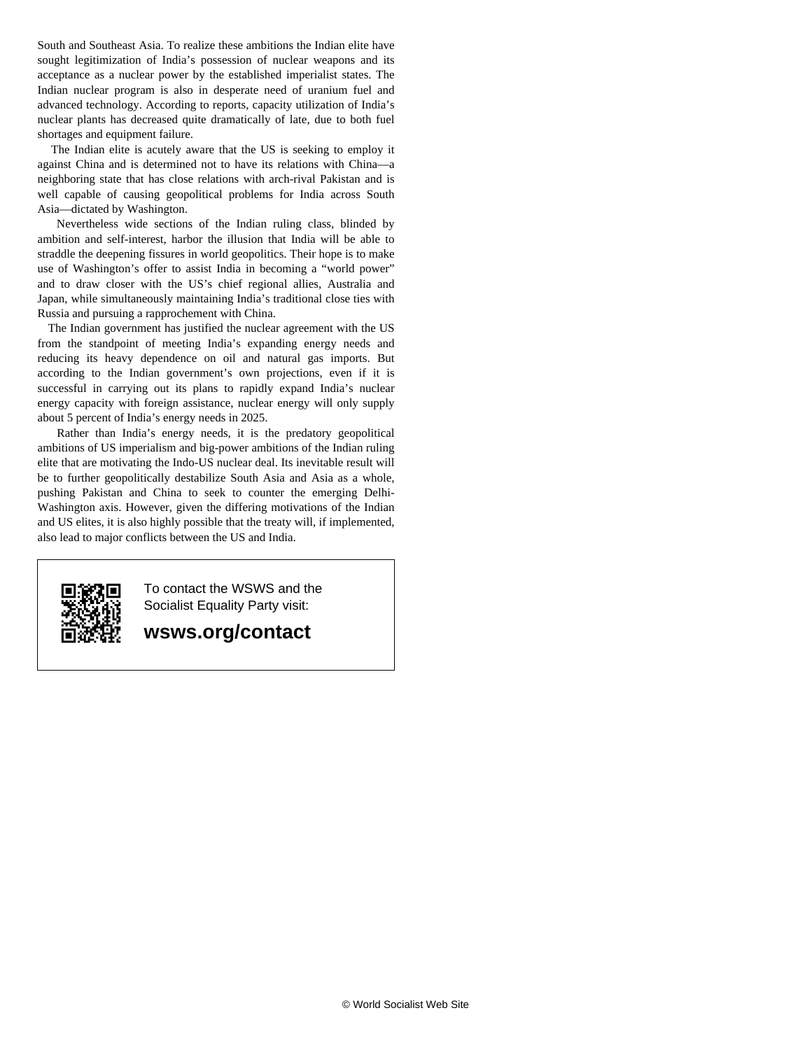South and Southeast Asia. To realize these ambitions the Indian elite have sought legitimization of India's possession of nuclear weapons and its acceptance as a nuclear power by the established imperialist states. The Indian nuclear program is also in desperate need of uranium fuel and advanced technology. According to reports, capacity utilization of India's nuclear plants has decreased quite dramatically of late, due to both fuel shortages and equipment failure.

The Indian elite is acutely aware that the US is seeking to employ it against China and is determined not to have its relations with China—a neighboring state that has close relations with arch-rival Pakistan and is well capable of causing geopolitical problems for India across South Asia—dictated by Washington.

Nevertheless wide sections of the Indian ruling class, blinded by ambition and self-interest, harbor the illusion that India will be able to straddle the deepening fissures in world geopolitics. Their hope is to make use of Washington's offer to assist India in becoming a "world power" and to draw closer with the US's chief regional allies, Australia and Japan, while simultaneously maintaining India's traditional close ties with Russia and pursuing a rapprochement with China.

The Indian government has justified the nuclear agreement with the US from the standpoint of meeting India's expanding energy needs and reducing its heavy dependence on oil and natural gas imports. But according to the Indian government's own projections, even if it is successful in carrying out its plans to rapidly expand India's nuclear energy capacity with foreign assistance, nuclear energy will only supply about 5 percent of India's energy needs in 2025.

Rather than India's energy needs, it is the predatory geopolitical ambitions of US imperialism and big-power ambitions of the Indian ruling elite that are motivating the Indo-US nuclear deal. Its inevitable result will be to further geopolitically destabilize South Asia and Asia as a whole, pushing Pakistan and China to seek to counter the emerging Delhi-Washington axis. However, given the differing motivations of the Indian and US elites, it is also highly possible that the treaty will, if implemented, also lead to major conflicts between the US and India.

To contact the WSWS and the Socialist Equality Party visit:

**wsws.org/contact**